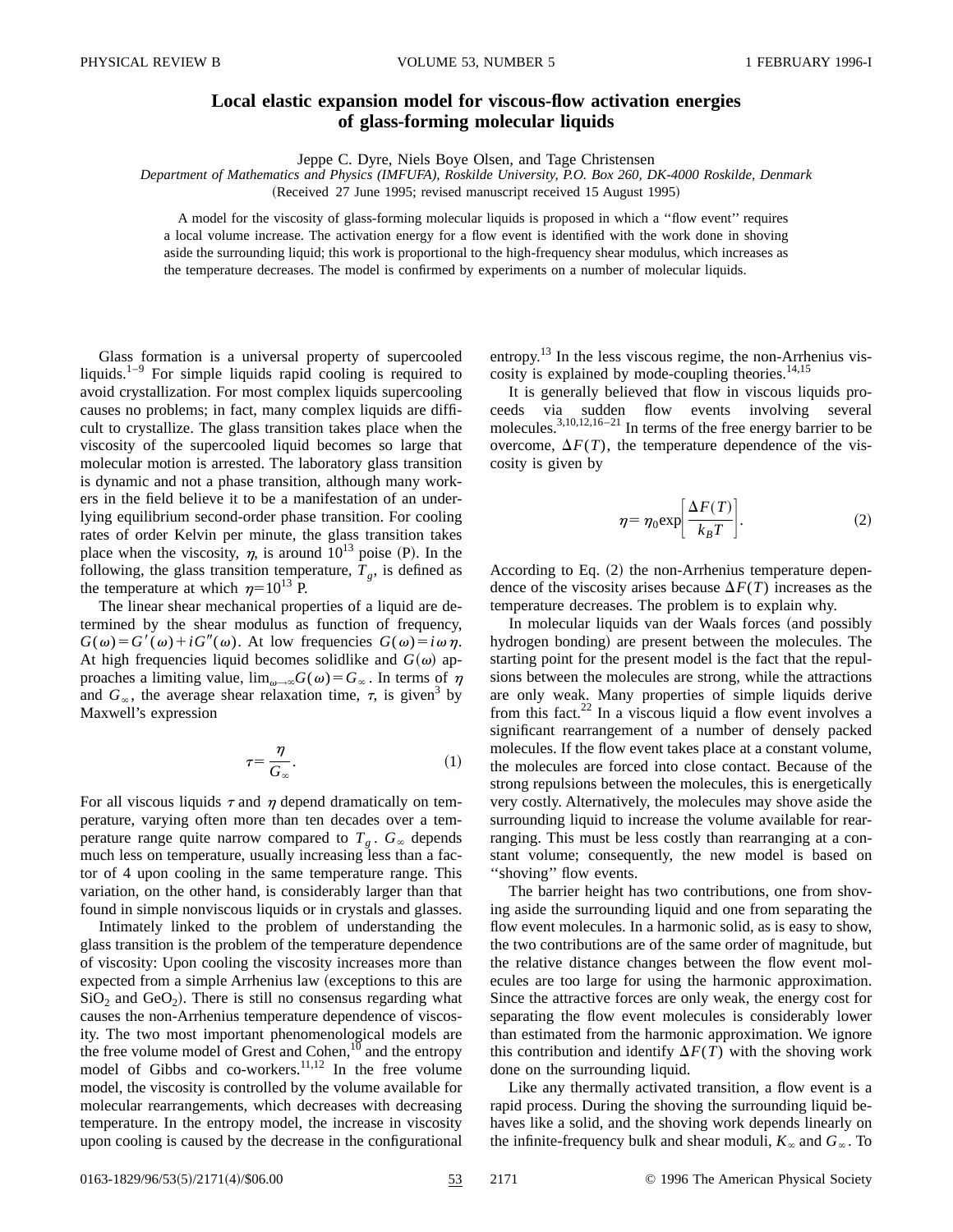# Local elastic expansion model for viscous-flow activation energies of glass-forming molecular liquids

Jeppe C. Dyre, Niels Boye Olsen, and Tage Christensen

*Department of Mathematics and Physics (IMFUFA), Roskilde University, P.O. Box 260, DK-4000 Roskilde, Denmark*

(Received 27 June 1995; revised manuscript received 15 August 1995)

A model for the viscosity of glass-forming molecular liquids is proposed in which a "flow event" requires a local volume increase. The activation energy for a flow event is identified with the work done in shoving aside the surrounding liquid; this work is proportional to the high-frequency shear modulus, which increases as the temperature decreases. The model is confirmed by experiments on a number of molecular liquids.

Glass formation is a universal property of supercooled liquids.[1–9] For simple liquids rapid cooling is required to avoid crystallization. For most complex liquids supercooling causes no problems; in fact, many complex liquids are difficult to crystallize. The glass transition takes place when the viscosity of the supercooled liquid becomes so large that molecular motion is arrested. The laboratory glass transition is dynamic and not a phase transition, although many workers in the field believe it to be a manifestation of an underlying equilibrium second-order phase transition. For cooling rates of order Kelvin per minute, the glass transition takes place when the viscosity, $\eta$, is around $10^{13}$ poise (P). In the following, the glass transition temperature, $T_g$, is defined as the temperature at which $\eta = 10^{13}$ P.

The linear shear mechanical properties of a liquid are determined by the shear modulus as function of frequency, $G(\omega) = G'(\omega) + iG''(\omega)$. At low frequencies $G(\omega) = i\omega\eta$. At high frequencies liquid becomes solidlike and $G(\omega)$ approaches a limiting value, $\lim_{\omega\to\infty} G(\omega) = G_\infty$. In terms of $\eta$ and $G_\infty$, the average shear relaxation time, $\tau$, is given[3] by Maxwell's expression

$$\tau = \frac{\eta}{G_\infty}. \tag{1}$$

For all viscous liquids $\tau$ and $\eta$ depend dramatically on temperature, varying often more than ten decades over a temperature range quite narrow compared to $T_g$. $G_\infty$ depends much less on temperature, usually increasing less than a factor of 4 upon cooling in the same temperature range. This variation, on the other hand, is considerably larger than that found in simple nonviscous liquids or in crystals and glasses.

Intimately linked to the problem of understanding the glass transition is the problem of the temperature dependence of viscosity: Upon cooling the viscosity increases more than expected from a simple Arrhenius law (exceptions to this are $SiO_2$ and $GeO_2$). There is still no consensus regarding what causes the non-Arrhenius temperature dependence of viscosity. The two most important phenomenological models are the free volume model of Grest and Cohen,[10] and the entropy model of Gibbs and co-workers.[11,12] In the free volume model, the viscosity is controlled by the volume available for molecular rearrangements, which decreases with decreasing temperature. In the entropy model, the increase in viscosity upon cooling is caused by the decrease in the configurational entropy.[13] In the less viscous regime, the non-Arrhenius viscosity is explained by mode-coupling theories.[14,15]

It is generally believed that flow in viscous liquids proceeds via sudden flow events involving several molecules.[3,10,12,16–21] In terms of the free energy barrier to be overcome, $\Delta F(T)$, the temperature dependence of the viscosity is given by

$$\eta = \eta_0 \exp\left[\frac{\Delta F(T)}{k_B T}\right]. \tag{2}$$

According to Eq. (2) the non-Arrhenius temperature dependence of the viscosity arises because $\Delta F(T)$ increases as the temperature decreases. The problem is to explain why.

In molecular liquids van der Waals forces (and possibly hydrogen bonding) are present between the molecules. The starting point for the present model is the fact that the repulsions between the molecules are strong, while the attractions are only weak. Many properties of simple liquids derive from this fact.[22] In a viscous liquid a flow event involves a significant rearrangement of a number of densely packed molecules. If the flow event takes place at a constant volume, the molecules are forced into close contact. Because of the strong repulsions between the molecules, this is energetically very costly. Alternatively, the molecules may shove aside the surrounding liquid to increase the volume available for rearranging. This must be less costly than rearranging at a constant volume; consequently, the new model is based on "shoving" flow events.

The barrier height has two contributions, one from shoving aside the surrounding liquid and one from separating the flow event molecules. In a harmonic solid, as is easy to show, the two contributions are of the same order of magnitude, but the relative distance changes between the flow event molecules are too large for using the harmonic approximation. Since the attractive forces are only weak, the energy cost for separating the flow event molecules is considerably lower than estimated from the harmonic approximation. We ignore this contribution and identify $\Delta F(T)$ with the shoving work done on the surrounding liquid.

Like any thermally activated transition, a flow event is a rapid process. During the shoving the surrounding liquid behaves like a solid, and the shoving work depends linearly on the infinite-frequency bulk and shear moduli, $K_\infty$ and $G_\infty$. To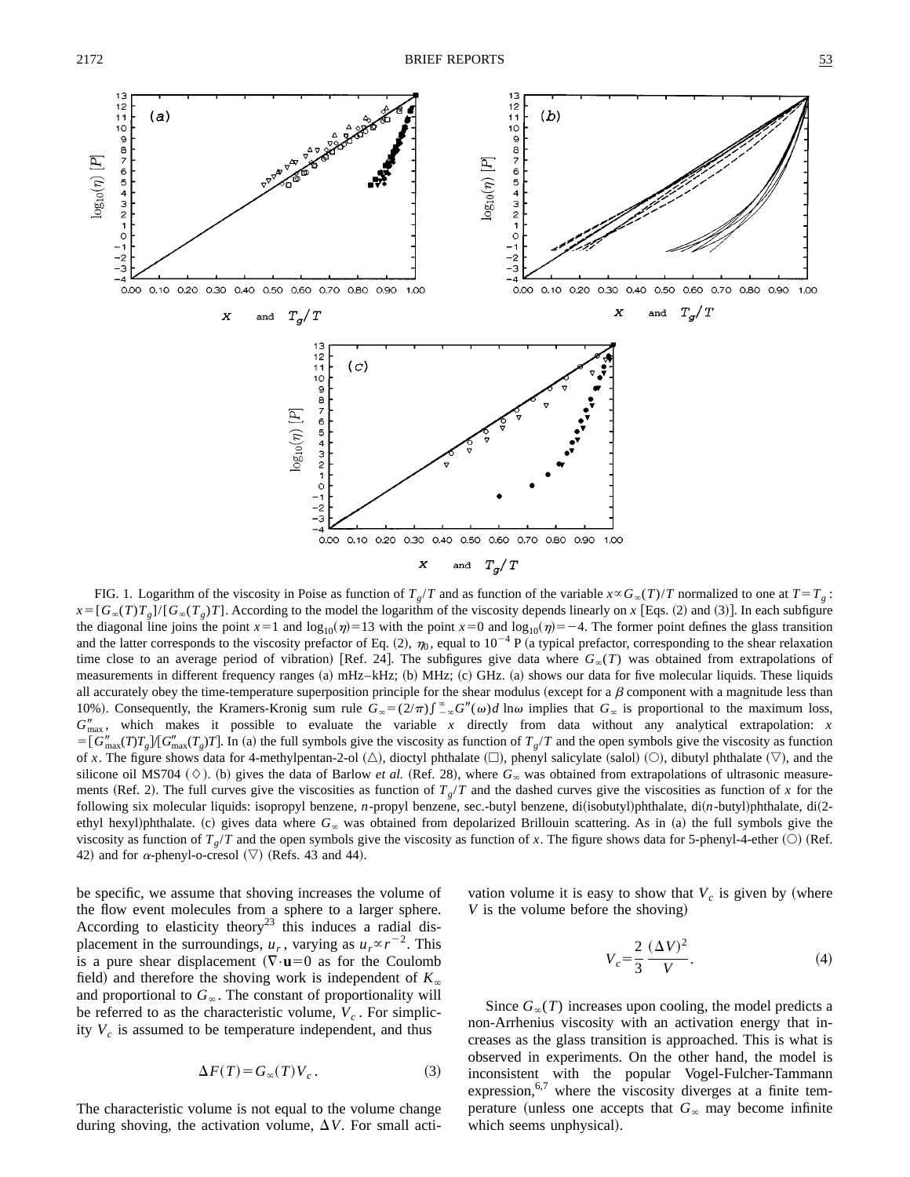FIG. 1. Logarithm of the viscosity in Poise as function of $T_g/T$ and as function of the variable $x \propto G_\infty(T)/T$ normalized to one at $T = T_g$: $x = [G_\infty(T)T_g]/[G_\infty(T_g)T]$. According to the model the logarithm of the viscosity depends linearly on $x$ [Eqs. (2) and (3)]. In each subfigure the diagonal line joins the point $x=1$ and $\log_{10}(\eta)=13$ with the point $x=0$ and $\log_{10}(\eta)=-4$. The former point defines the glass transition and the latter corresponds to the viscosity prefactor of Eq. (2), $\eta_0$, equal to $10^{-4}$ P (a typical prefactor, corresponding to the shear relaxation time close to an average period of vibration) [Ref. 24]. The subfigures give data where $G_\infty(T)$ was obtained from extrapolations of measurements in different frequency ranges (a) mHz–kHz; (b) MHz; (c) GHz. (a) shows our data for five molecular liquids. These liquids all accurately obey the time-temperature superposition principle for the shear modulus (except for a $\beta$ component with a magnitude less than 10%). Consequently, the Kramers-Kronig sum rule $G_\infty = (2/\pi)\int_{-\infty}^{\infty} G''(\omega) d\ln\omega$ implies that $G_\infty$ is proportional to the maximum loss, $G''_{\max}$, which makes it possible to evaluate the variable $x$ directly from data without any analytical extrapolation: $x = [G''_{\max}(T)T_g]/[G''_{\max}(T_g)T]$. In (a) the full symbols give the viscosity as function of $T_g/T$ and the open symbols give the viscosity as function of $x$. The figure shows data for 4-methylpentan-2-ol (△), dioctyl phthalate (□), phenyl salicylate (salol) (○), dibutyl phthalate (▽), and the silicone oil MS704 (◇). (b) gives the data of Barlow *et al.* (Ref. 28), where $G_\infty$ was obtained from extrapolations of ultrasonic measurements (Ref. 2). The full curves give the viscosities as function of $T_g/T$ and the dashed curves give the viscosities as function of $x$ for the following six molecular liquids: isopropyl benzene, $n$-propyl benzene, sec.-butyl benzene, di(isobutyl)phthalate, di($n$-butyl)phthalate, di(2-ethyl hexyl)phthalate. (c) gives data where $G_\infty$ was obtained from depolarized Brillouin scattering. As in (a) the full symbols give the viscosity as function of $T_g/T$ and the open symbols give the viscosity as function of $x$. The figure shows data for 5-phenyl-4-ether (○) (Ref. 42) and for $\alpha$-phenyl-o-cresol (▽) (Refs. 43 and 44).

be specific, we assume that shoving increases the volume of the flow event molecules from a sphere to a larger sphere. According to elasticity theory[23] this induces a radial displacement in the surroundings, $u_r$, varying as $u_r \propto r^{-2}$. This is a pure shear displacement ($\nabla \cdot \mathbf{u} = 0$ as for the Coulomb field) and therefore the shoving work is independent of $K_\infty$ and proportional to $G_\infty$. The constant of proportionality will be referred to as the characteristic volume, $V_c$. For simplicity $V_c$ is assumed to be temperature independent, and thus

$$\Delta F(T) = G_\infty(T) V_c. \tag{3}$$

The characteristic volume is not equal to the volume change during shoving, the activation volume, $\Delta V$. For small activation volume it is easy to show that $V_c$ is given by (where $V$ is the volume before the shoving)

$$V_c = \frac{2}{3}\frac{(\Delta V)^2}{V}. \tag{4}$$

Since $G_\infty(T)$ increases upon cooling, the model predicts a non-Arrhenius viscosity with an activation energy that increases as the glass transition is approached. This is what is observed in experiments. On the other hand, the model is inconsistent with the popular Vogel-Fulcher-Tammann expression,[6,7] where the viscosity diverges at a finite temperature (unless one accepts that $G_\infty$ may become infinite which seems unphysical).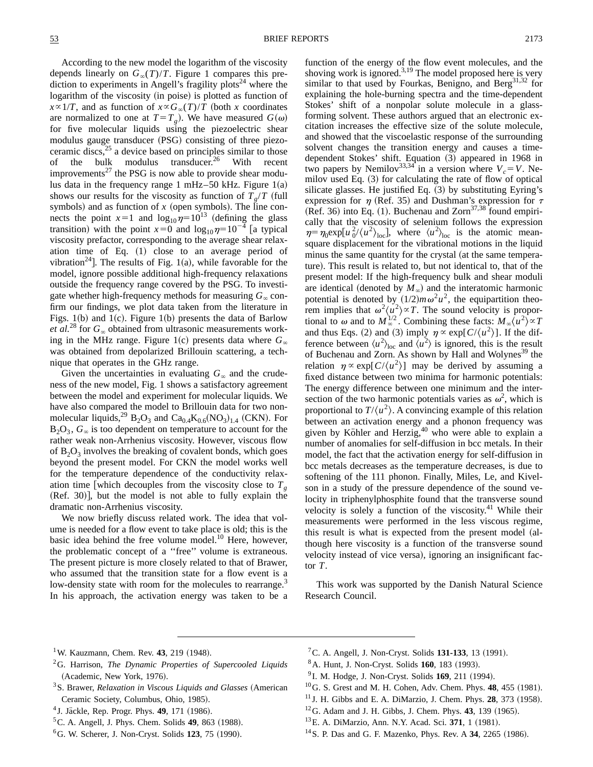According to the new model the logarithm of the viscosity depends linearly on $G_\infty(T)/T$. Figure 1 compares this prediction to experiments in Angell's fragility plots[24] where the logarithm of the viscosity (in poise) is plotted as function of $x \propto 1/T$, and as function of $x \propto G_\infty(T)/T$ (both $x$ coordinates are normalized to one at $T=T_g$). We have measured $G(\omega)$ for five molecular liquids using the piezoelectric shear modulus gauge transducer (PSG) consisting of three piezoceramic discs,[25] a device based on principles similar to those of the bulk modulus transducer.[26] With recent improvements[27] the PSG is now able to provide shear modulus data in the frequency range 1 mHz–50 kHz. Figure 1(a) shows our results for the viscosity as function of $T_g/T$ (full symbols) and as function of $x$ (open symbols). The line connects the point $x=1$ and $\log_{10}\eta=10^{13}$ (defining the glass transition) with the point $x=0$ and $\log_{10}\eta=10^{-4}$ [a typical viscosity prefactor, corresponding to the average shear relaxation time of Eq. (1) close to an average period of vibration[24]]. The results of Fig. 1(a), while favorable for the model, ignore possible additional high-frequency relaxations outside the frequency range covered by the PSG. To investigate whether high-frequency methods for measuring $G_\infty$ confirm our findings, we plot data taken from the literature in Figs. 1(b) and 1(c). Figure 1(b) presents the data of Barlow *et al.*[28] for $G_\infty$ obtained from ultrasonic measurements working in the MHz range. Figure 1(c) presents data where $G_\infty$ was obtained from depolarized Brillouin scattering, a technique that operates in the GHz range.

Given the uncertainties in evaluating $G_\infty$ and the crudeness of the new model, Fig. 1 shows a satisfactory agreement between the model and experiment for molecular liquids. We have also compared the model to Brillouin data for two nonmolecular liquids,[29] $B_2O_3$ and $Ca_{0.4}K_{0.6}(NO_3)_{1.4}$ (CKN). For $B_2O_3$, $G_\infty$ is too dependent on temperature to account for the rather weak non-Arrhenius viscosity. However, viscous flow of $B_2O_3$ involves the breaking of covalent bonds, which goes beyond the present model. For CKN the model works well for the temperature dependence of the conductivity relaxation time [which decouples from the viscosity close to $T_g$ (Ref. 30)], but the model is not able to fully explain the dramatic non-Arrhenius viscosity.

We now briefly discuss related work. The idea that volume is needed for a flow event to take place is old; this is the basic idea behind the free volume model.[10] Here, however, the problematic concept of a "free" volume is extraneous. The present picture is more closely related to that of Brawer, who assumed that the transition state for a flow event is a low-density state with room for the molecules to rearrange.[3] In his approach, the activation energy was taken to be a function of the energy of the flow event molecules, and the shoving work is ignored.[3,19] The model proposed here is very similar to that used by Fourkas, Benigno, and Berg[31,32] for explaining the hole-burning spectra and the time-dependent Stokes' shift of a nonpolar solute molecule in a glass-forming solvent. These authors argued that an electronic excitation increases the effective size of the solute molecule, and showed that the viscoelastic response of the surrounding solvent changes the transition energy and causes a time-dependent Stokes' shift. Equation (3) appeared in 1968 in two papers by Nemilov[33,34] in a version where $V_c=V$. Nemilov used Eq. (3) for calculating the rate of flow of optical silicate glasses. He justified Eq. (3) by substituting Eyring's expression for $\eta$ (Ref. 35) and Dushman's expression for $\tau$ (Ref. 36) into Eq. (1). Buchenau and Zorn[37,38] found empirically that the viscosity of selenium follows the expression $\eta=\eta_0\exp[u_0^2/\langle u^2\rangle_{\rm loc}]$, where $\langle u^2\rangle_{\rm loc}$ is the atomic mean-square displacement for the vibrational motions in the liquid minus the same quantity for the crystal (at the same temperature). This result is related to, but not identical to, that of the present model: If the high-frequency bulk and shear moduli are identical (denoted by $M_\infty$) and the interatomic harmonic potential is denoted by $(1/2)m\omega^2u^2$, the equipartition theorem implies that $\omega^2\langle u^2\rangle \propto T$. The sound velocity is proportional to $\omega$ and to $M_\infty^{1/2}$. Combining these facts: $M_\infty\langle u^2\rangle \propto T$ and thus Eqs. (2) and (3) imply $\eta \propto \exp[C/\langle u^2\rangle]$. If the difference between $\langle u^2\rangle_{\rm loc}$ and $\langle u^2\rangle$ is ignored, this is the result of Buchenau and Zorn. As shown by Hall and Wolynes[39] the relation $\eta \propto \exp[C/\langle u^2\rangle]$ may be derived by assuming a fixed distance between two minima for harmonic potentials: The energy difference between one minimum and the intersection of the two harmonic potentials varies as $\omega^2$, which is proportional to $T/\langle u^2\rangle$. A convincing example of this relation between an activation energy and a phonon frequency was given by Köhler and Herzig,[40] who were able to explain a number of anomalies for self-diffusion in bcc metals. In their model, the fact that the activation energy for self-diffusion in bcc metals decreases as the temperature decreases, is due to softening of the 111 phonon. Finally, Miles, Le, and Kivelson in a study of the pressure dependence of the sound velocity in triphenylphosphite found that the transverse sound velocity is solely a function of the viscosity.[41] While their measurements were performed in the less viscous regime, this result is what is expected from the present model (although here viscosity is a function of the transverse sound velocity instead of vice versa), ignoring an insignificant factor $T$.

This work was supported by the Danish Natural Science Research Council.

---

[1] W. Kauzmann, Chem. Rev. **43**, 219 (1948).

[2] G. Harrison, *The Dynamic Properties of Supercooled Liquids* (Academic, New York, 1976).

[3] S. Brawer, *Relaxation in Viscous Liquids and Glasses* (American Ceramic Society, Columbus, Ohio, 1985).

[4] J. Jäckle, Rep. Progr. Phys. **49**, 171 (1986).

[5] C. A. Angell, J. Phys. Chem. Solids **49**, 863 (1988).

[6] G. W. Scherer, J. Non-Cryst. Solids **123**, 75 (1990).

[7] C. A. Angell, J. Non-Cryst. Solids **131-133**, 13 (1991).

[8] A. Hunt, J. Non-Cryst. Solids **160**, 183 (1993).

[9] I. M. Hodge, J. Non-Cryst. Solids **169**, 211 (1994).

[10] G. S. Grest and M. H. Cohen, Adv. Chem. Phys. **48**, 455 (1981).

[11] J. H. Gibbs and E. A. DiMarzio, J. Chem. Phys. **28**, 373 (1958).

[12] G. Adam and J. H. Gibbs, J. Chem. Phys. **43**, 139 (1965).

[13] E. A. DiMarzio, Ann. N.Y. Acad. Sci. **371**, 1 (1981).

[14] S. P. Das and G. F. Mazenko, Phys. Rev. A **34**, 2265 (1986).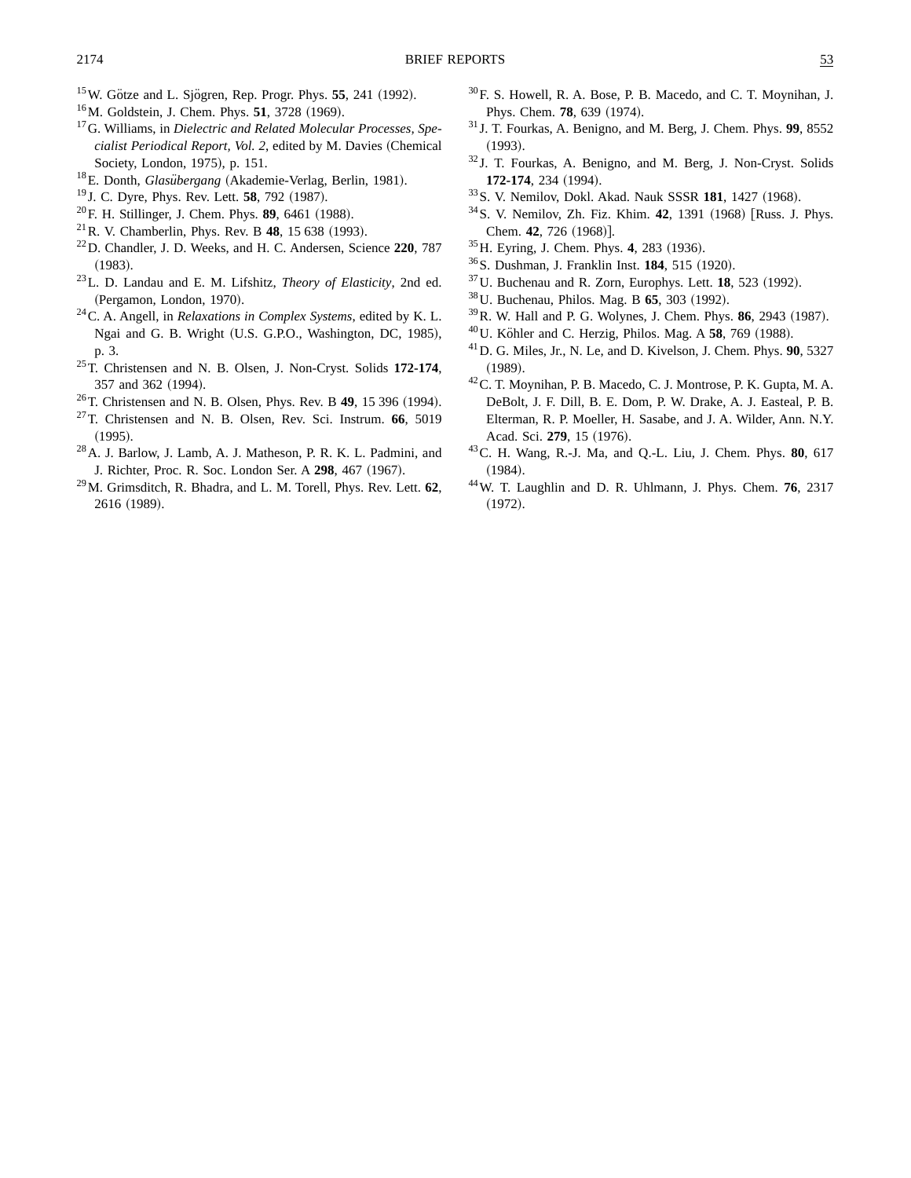[15] W. Götze and L. Sjögren, Rep. Progr. Phys. **55**, 241 (1992).

[16] M. Goldstein, J. Chem. Phys. **51**, 3728 (1969).

[17] G. Williams, in *Dielectric and Related Molecular Processes, Specialist Periodical Report, Vol. 2*, edited by M. Davies (Chemical Society, London, 1975), p. 151.

[18] E. Donth, *Glasübergang* (Akademie-Verlag, Berlin, 1981).

[19] J. C. Dyre, Phys. Rev. Lett. **58**, 792 (1987).

[20] F. H. Stillinger, J. Chem. Phys. **89**, 6461 (1988).

[21] R. V. Chamberlin, Phys. Rev. B **48**, 15 638 (1993).

[22] D. Chandler, J. D. Weeks, and H. C. Andersen, Science **220**, 787 (1983).

[23] L. D. Landau and E. M. Lifshitz, *Theory of Elasticity*, 2nd ed. (Pergamon, London, 1970).

[24] C. A. Angell, in *Relaxations in Complex Systems*, edited by K. L. Ngai and G. B. Wright (U.S. G.P.O., Washington, DC, 1985), p. 3.

[25] T. Christensen and N. B. Olsen, J. Non-Cryst. Solids **172-174**, 357 and 362 (1994).

[26] T. Christensen and N. B. Olsen, Phys. Rev. B **49**, 15 396 (1994).

[27] T. Christensen and N. B. Olsen, Rev. Sci. Instrum. **66**, 5019 (1995).

[28] A. J. Barlow, J. Lamb, A. J. Matheson, P. R. K. L. Padmini, and J. Richter, Proc. R. Soc. London Ser. A **298**, 467 (1967).

[29] M. Grimsditch, R. Bhadra, and L. M. Torell, Phys. Rev. Lett. **62**, 2616 (1989).

[30] F. S. Howell, R. A. Bose, P. B. Macedo, and C. T. Moynihan, J. Phys. Chem. **78**, 639 (1974).

[31] J. T. Fourkas, A. Benigno, and M. Berg, J. Chem. Phys. **99**, 8552 (1993).

[32] J. T. Fourkas, A. Benigno, and M. Berg, J. Non-Cryst. Solids **172-174**, 234 (1994).

[33] S. V. Nemilov, Dokl. Akad. Nauk SSSR **181**, 1427 (1968).

[34] S. V. Nemilov, Zh. Fiz. Khim. **42**, 1391 (1968) [Russ. J. Phys. Chem. **42**, 726 (1968)].

[35] H. Eyring, J. Chem. Phys. **4**, 283 (1936).

[36] S. Dushman, J. Franklin Inst. **184**, 515 (1920).

[37] U. Buchenau and R. Zorn, Europhys. Lett. **18**, 523 (1992).

[38] U. Buchenau, Philos. Mag. B **65**, 303 (1992).

[39] R. W. Hall and P. G. Wolynes, J. Chem. Phys. **86**, 2943 (1987).

[40] U. Köhler and C. Herzig, Philos. Mag. A **58**, 769 (1988).

[41] D. G. Miles, Jr., N. Le, and D. Kivelson, J. Chem. Phys. **90**, 5327 (1989).

[42] C. T. Moynihan, P. B. Macedo, C. J. Montrose, P. K. Gupta, M. A. DeBolt, J. F. Dill, B. E. Dom, P. W. Drake, A. J. Easteal, P. B. Elterman, R. P. Moeller, H. Sasabe, and J. A. Wilder, Ann. N.Y. Acad. Sci. **279**, 15 (1976).

[43] C. H. Wang, R.-J. Ma, and Q.-L. Liu, J. Chem. Phys. **80**, 617 (1984).

[44] W. T. Laughlin and D. R. Uhlmann, J. Phys. Chem. **76**, 2317 (1972).